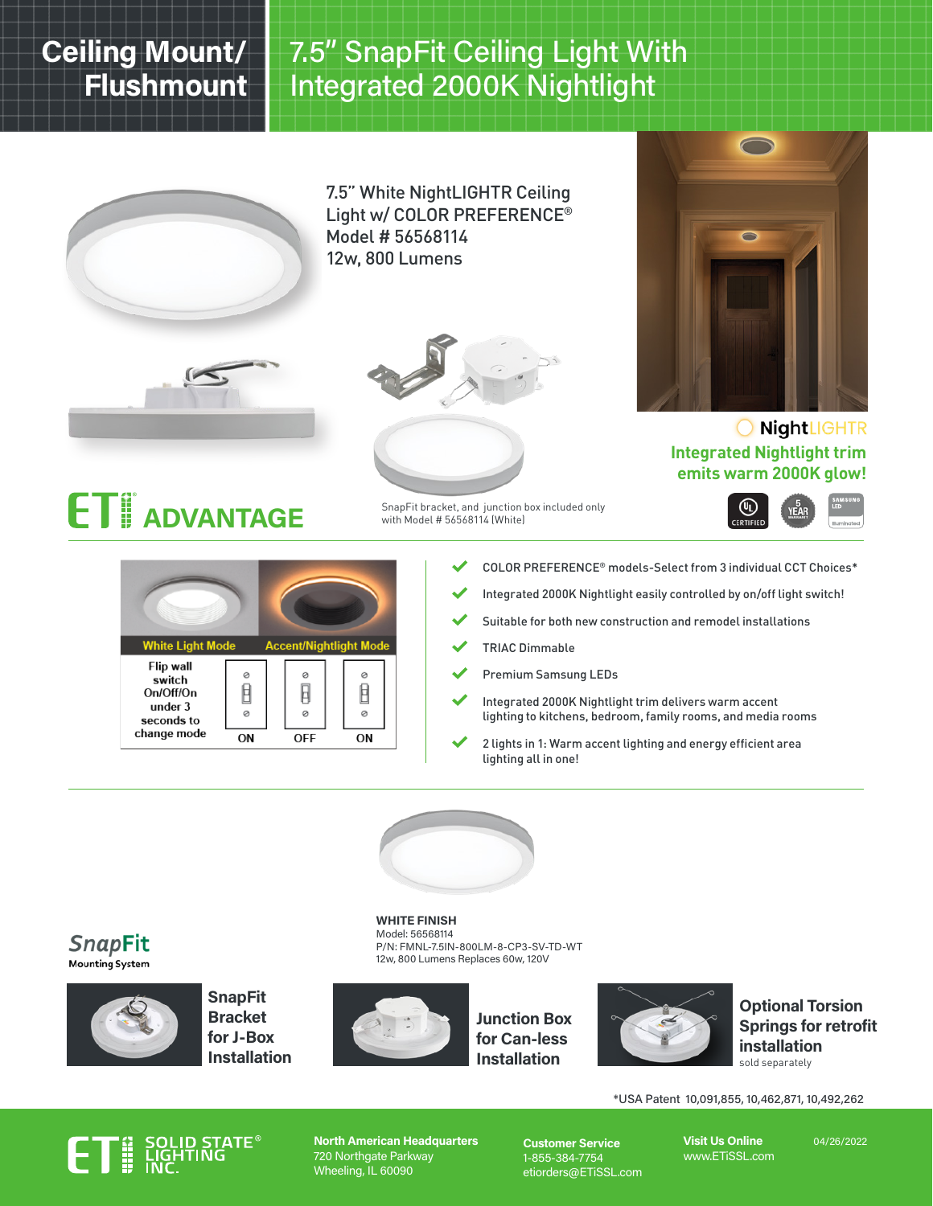# Ceiling Mount/ Flushmount

# 7.5" SnapFit Ceiling Light With Integrated 2000K Nightlight

7.5" White NightLIGHTR Ceiling Light w/ COLOR PREFERENCE®
Model # 56568114
12w, 800 Lumens

SnapFit bracket, and junction box included only with Model # 56568114 (White)

NightLIGHTR

**Integrated Nightlight trim emits warm 2000K glow!**

## ETi ADVANTAGE

| White Light Mode | | Accent/Nightlight Mode |
|---|---|---|
| Flip wall switch On/Off/On under 3 seconds to change mode | | |
| ON | OFF | ON |

- COLOR PREFERENCE® models-Select from 3 individual CCT Choices*
- Integrated 2000K Nightlight easily controlled by on/off light switch!
- Suitable for both new construction and remodel installations
- TRIAC Dimmable
- Premium Samsung LEDs
- Integrated 2000K Nightlight trim delivers warm accent lighting to kitchens, bedroom, family rooms, and media rooms
- 2 lights in 1: Warm accent lighting and energy efficient area lighting all in one!

**WHITE FINISH**
Model: 56568114
P/N: FMNL-7.5IN-800LM-8-CP3-SV-TD-WT
12w, 800 Lumens Replaces 60w, 120V

**SnapFit** Mounting System

**SnapFit Bracket for J-Box Installation**

**Junction Box for Can-less Installation**

**Optional Torsion Springs for retrofit installation**
sold separately

*USA Patent 10,091,855, 10,462,871, 10,492,262

ETi SOLID STATE® LIGHTING INC.

**North American Headquarters**
720 Northgate Parkway
Wheeling, IL 60090

**Customer Service**
1-855-384-7754
etiorders@ETiSSL.com

**Visit Us Online**
www.ETiSSL.com

04/26/2022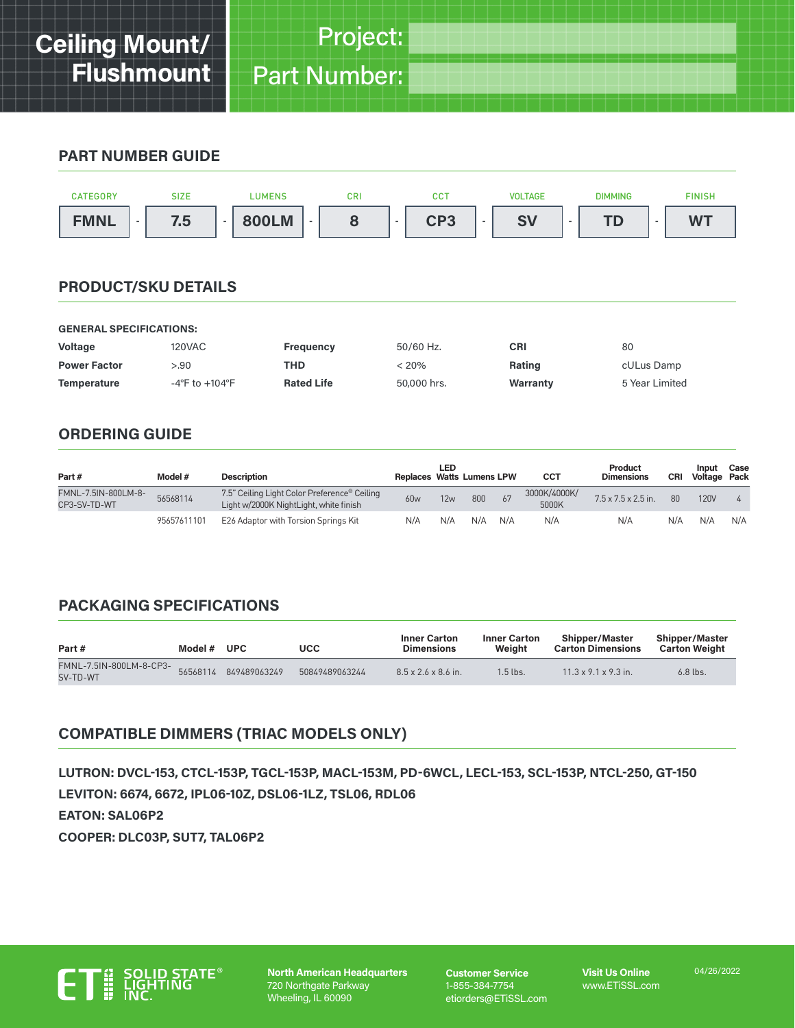# Ceiling Mount/ Flushmount

Project:

Part Number:

## PART NUMBER GUIDE

| CATEGORY | | SIZE | | LUMENS | | CRI | | CCT | | VOLTAGE | | DIMMING | | FINISH |
|---|---|---|---|---|---|---|---|---|---|---|---|---|---|---|
| FMNL | - | 7.5 | - | 800LM | - | 8 | - | CP3 | - | SV | - | TD | - | WT |

## PRODUCT/SKU DETAILS

**GENERAL SPECIFICATIONS:**

| | | | | | |
|---|---|---|---|---|---|
| **Voltage** | 120VAC | **Frequency** | 50/60 Hz. | **CRI** | 80 |
| **Power Factor** | >.90 | **THD** | < 20% | **Rating** | cULus Damp |
| **Temperature** | -4°F to +104°F | **Rated Life** | 50,000 hrs. | **Warranty** | 5 Year Limited |

## ORDERING GUIDE

| Part # | Model # | Description | Replaces | LED Watts | Lumens | LPW | CCT | Product Dimensions | CRI | Input Voltage | Case Pack |
|---|---|---|---|---|---|---|---|---|---|---|---|
| FMNL-7.5IN-800LM-8-CP3-SV-TD-WT | 56568114 | 7.5" Ceiling Light Color Preference® Ceiling Light w/2000K NightLight, white finish | 60w | 12w | 800 | 67 | 3000K/4000K/5000K | 7.5 x 7.5 x 2.5 in. | 80 | 120V | 4 |
| | 95657611101 | E26 Adaptor with Torsion Springs Kit | N/A | N/A | N/A | N/A | N/A | N/A | N/A | N/A | N/A |

## PACKAGING SPECIFICATIONS

| Part # | Model # | UPC | UCC | Inner Carton Dimensions | Inner Carton Weight | Shipper/Master Carton Dimensions | Shipper/Master Carton Weight |
|---|---|---|---|---|---|---|---|
| FMNL-7.5IN-800LM-8-CP3-SV-TD-WT | 56568114 | 849489063249 | 50849489063244 | 8.5 x 2.6 x 8.6 in. | 1.5 lbs. | 11.3 x 9.1 x 9.3 in. | 6.8 lbs. |

## COMPATIBLE DIMMERS (TRIAC MODELS ONLY)

**LUTRON: DVCL-153, CTCL-153P, TGCL-153P, MACL-153M, PD-6WCL, LECL-153, SCL-153P, NTCL-250, GT-150**

**LEVITON: 6674, 6672, IPL06-10Z, DSL06-1LZ, TSL06, RDL06**

**EATON: SAL06P2**

**COOPER: DLC03P, SUT7, TAL06P2**

ETi SOLID STATE® LIGHTING INC.

**North American Headquarters**
720 Northgate Parkway
Wheeling, IL 60090

**Customer Service**
1-855-384-7754
etiorders@ETiSSL.com

**Visit Us Online**
www.ETiSSL.com

04/26/2022